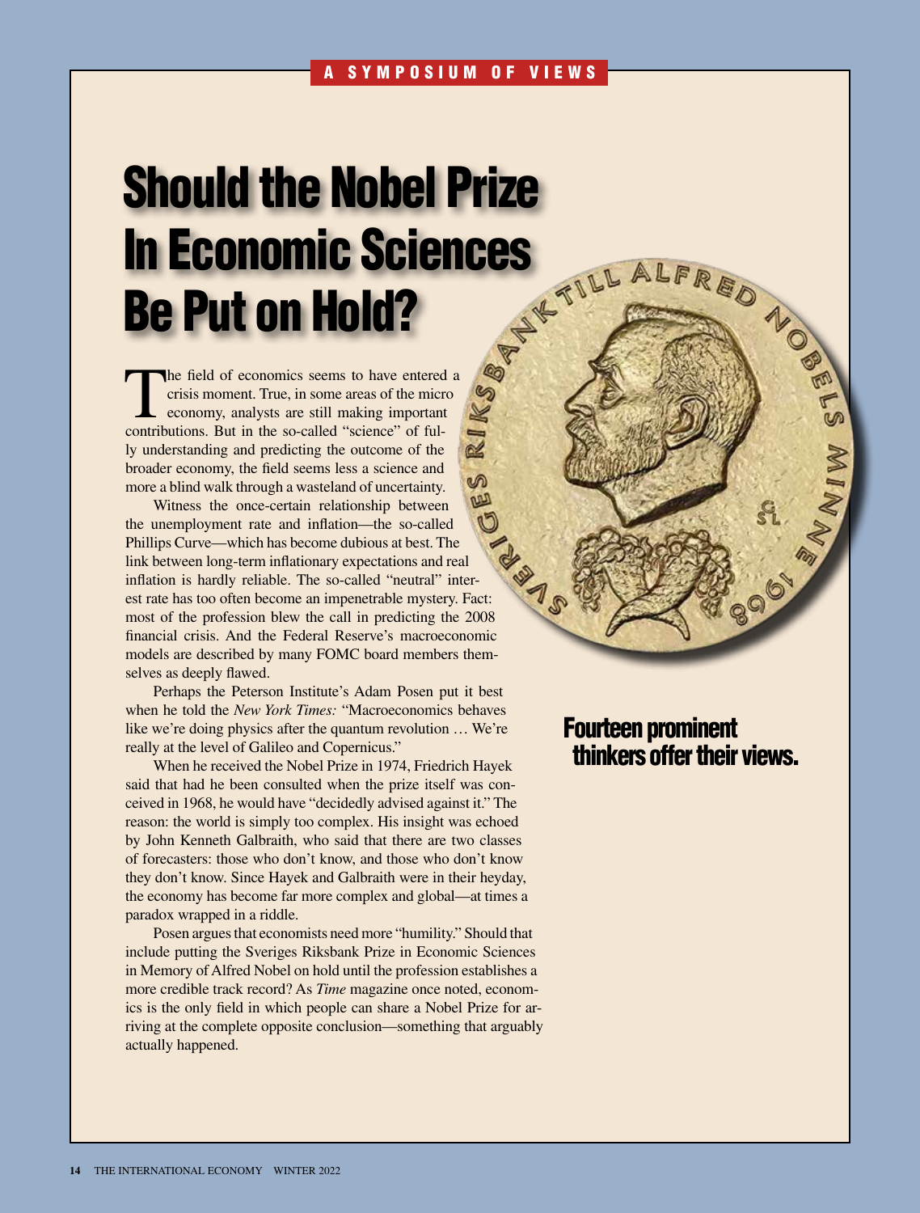A SYMPOSIUM OF VIEWS

# Should the Nobel Prize In Economic Sciences Be Put on Hold?

The field of economics seems to have entered a crisis moment. True, in some areas of the micro economy, analysts are still making important contributions. But in the so-called "science" of fully understanding and predicting the outcome of the broader economy, the field seems less a science and more a blind walk through a wasteland of uncertainty.

Witness the once-certain relationship between the unemployment rate and inflation—the so-called Phillips Curve—which has become dubious at best. The link between long-term inflationary expectations and real inflation is hardly reliable. The so-called "neutral" interest rate has too often become an impenetrable mystery. Fact: most of the profession blew the call in predicting the 2008 financial crisis. And the Federal Reserve's macroeconomic models are described by many FOMC board members themselves as deeply flawed.

Perhaps the Peterson Institute's Adam Posen put it best when he told the *New York Times:* "Macroeconomics behaves like we're doing physics after the quantum revolution … We're really at the level of Galileo and Copernicus."

When he received the Nobel Prize in 1974, Friedrich Hayek said that had he been consulted when the prize itself was conceived in 1968, he would have "decidedly advised against it." The reason: the world is simply too complex. His insight was echoed by John Kenneth Galbraith, who said that there are two classes of forecasters: those who don't know, and those who don't know they don't know. Since Hayek and Galbraith were in their heyday, the economy has become far more complex and global—at times a paradox wrapped in a riddle.

Posen argues that economists need more "humility." Should that include putting the Sveriges Riksbank Prize in Economic Sciences in Memory of Alfred Nobel on hold until the profession establishes a more credible track record? As *Time* magazine once noted, economics is the only field in which people can share a Nobel Prize for arriving at the complete opposite conclusion—something that arguably actually happened.

## Fourteen prominent thinkers offer their views.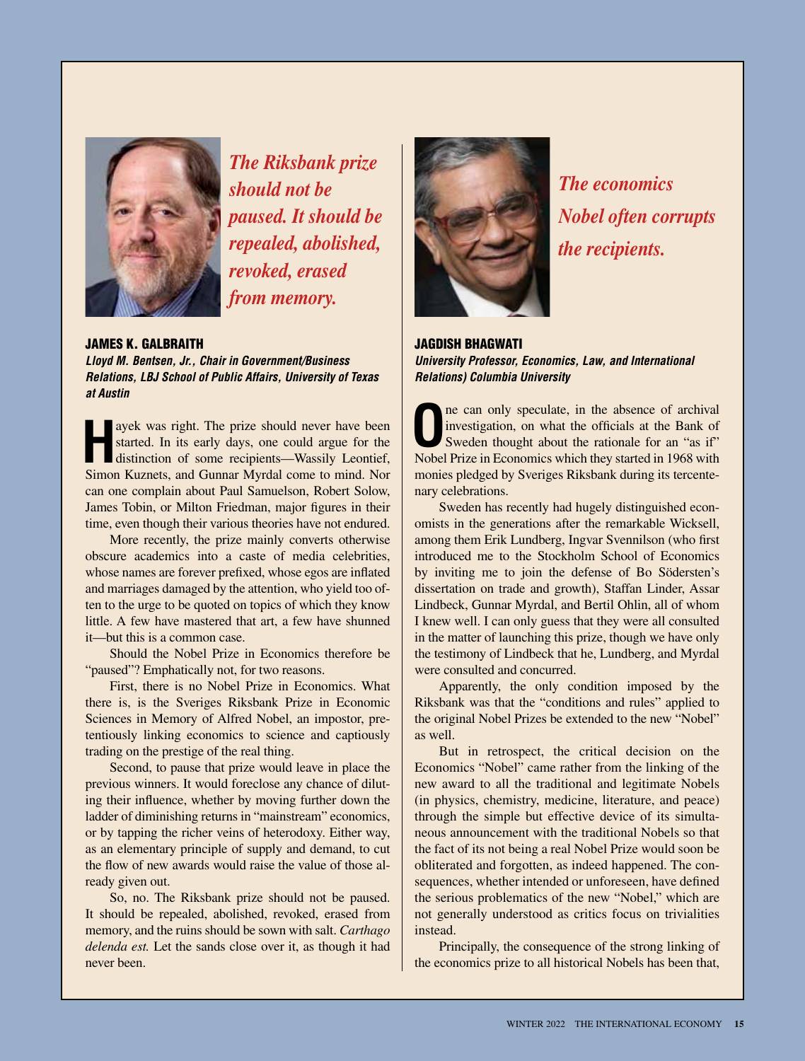*The Riksbank prize should not be paused. It should be repealed, abolished, revoked, erased from memory.*

## JAMES K. GALBRAITH

***Lloyd M. Bentsen, Jr., Chair in Government/Business Relations, LBJ School of Public Affairs, University of Texas at Austin***

Hayek was right. The prize should never have been started. In its early days, one could argue for the distinction of some recipients—Wassily Leontief, Simon Kuznets, and Gunnar Myrdal come to mind. Nor can one complain about Paul Samuelson, Robert Solow, James Tobin, or Milton Friedman, major figures in their time, even though their various theories have not endured.

More recently, the prize mainly converts otherwise obscure academics into a caste of media celebrities, whose names are forever prefixed, whose egos are inflated and marriages damaged by the attention, who yield too often to the urge to be quoted on topics of which they know little. A few have mastered that art, a few have shunned it—but this is a common case.

Should the Nobel Prize in Economics therefore be "paused"? Emphatically not, for two reasons.

First, there is no Nobel Prize in Economics. What there is, is the Sveriges Riksbank Prize in Economic Sciences in Memory of Alfred Nobel, an impostor, pretentiously linking economics to science and captiously trading on the prestige of the real thing.

Second, to pause that prize would leave in place the previous winners. It would foreclose any chance of diluting their influence, whether by moving further down the ladder of diminishing returns in "mainstream" economics, or by tapping the richer veins of heterodoxy. Either way, as an elementary principle of supply and demand, to cut the flow of new awards would raise the value of those already given out.

So, no. The Riksbank prize should not be paused. It should be repealed, abolished, revoked, erased from memory, and the ruins should be sown with salt. *Carthago delenda est.* Let the sands close over it, as though it had never been.

*The economics Nobel often corrupts the recipients.*

## JAGDISH BHAGWATI

***University Professor, Economics, Law, and International Relations) Columbia University***

One can only speculate, in the absence of archival investigation, on what the officials at the Bank of Sweden thought about the rationale for an "as if" Nobel Prize in Economics which they started in 1968 with monies pledged by Sveriges Riksbank during its tercentenary celebrations.

Sweden has recently had hugely distinguished economists in the generations after the remarkable Wicksell, among them Erik Lundberg, Ingvar Svennilson (who first introduced me to the Stockholm School of Economics by inviting me to join the defense of Bo Södersten's dissertation on trade and growth), Staffan Linder, Assar Lindbeck, Gunnar Myrdal, and Bertil Ohlin, all of whom I knew well. I can only guess that they were all consulted in the matter of launching this prize, though we have only the testimony of Lindbeck that he, Lundberg, and Myrdal were consulted and concurred.

Apparently, the only condition imposed by the Riksbank was that the "conditions and rules" applied to the original Nobel Prizes be extended to the new "Nobel" as well.

But in retrospect, the critical decision on the Economics "Nobel" came rather from the linking of the new award to all the traditional and legitimate Nobels (in physics, chemistry, medicine, literature, and peace) through the simple but effective device of its simultaneous announcement with the traditional Nobels so that the fact of its not being a real Nobel Prize would soon be obliterated and forgotten, as indeed happened. The consequences, whether intended or unforeseen, have defined the serious problematics of the new "Nobel," which are not generally understood as critics focus on trivialities instead.

Principally, the consequence of the strong linking of the economics prize to all historical Nobels has been that,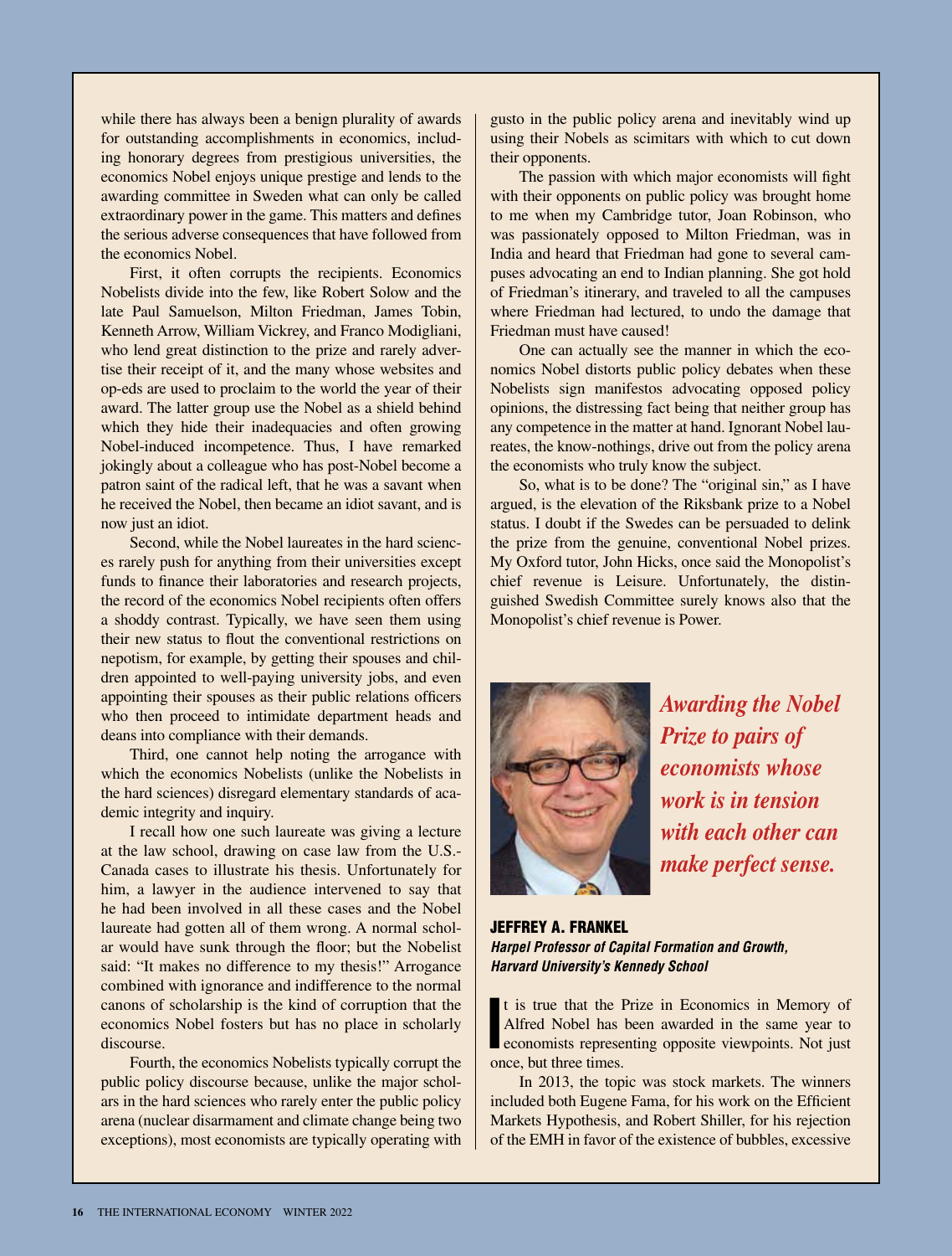while there has always been a benign plurality of awards for outstanding accomplishments in economics, including honorary degrees from prestigious universities, the economics Nobel enjoys unique prestige and lends to the awarding committee in Sweden what can only be called extraordinary power in the game. This matters and defines the serious adverse consequences that have followed from the economics Nobel.

First, it often corrupts the recipients. Economics Nobelists divide into the few, like Robert Solow and the late Paul Samuelson, Milton Friedman, James Tobin, Kenneth Arrow, William Vickrey, and Franco Modigliani, who lend great distinction to the prize and rarely advertise their receipt of it, and the many whose websites and op-eds are used to proclaim to the world the year of their award. The latter group use the Nobel as a shield behind which they hide their inadequacies and often growing Nobel-induced incompetence. Thus, I have remarked jokingly about a colleague who has post-Nobel become a patron saint of the radical left, that he was a savant when he received the Nobel, then became an idiot savant, and is now just an idiot.

Second, while the Nobel laureates in the hard sciences rarely push for anything from their universities except funds to finance their laboratories and research projects, the record of the economics Nobel recipients often offers a shoddy contrast. Typically, we have seen them using their new status to flout the conventional restrictions on nepotism, for example, by getting their spouses and children appointed to well-paying university jobs, and even appointing their spouses as their public relations officers who then proceed to intimidate department heads and deans into compliance with their demands.

Third, one cannot help noting the arrogance with which the economics Nobelists (unlike the Nobelists in the hard sciences) disregard elementary standards of academic integrity and inquiry.

I recall how one such laureate was giving a lecture at the law school, drawing on case law from the U.S.-Canada cases to illustrate his thesis. Unfortunately for him, a lawyer in the audience intervened to say that he had been involved in all these cases and the Nobel laureate had gotten all of them wrong. A normal scholar would have sunk through the floor; but the Nobelist said: "It makes no difference to my thesis!" Arrogance combined with ignorance and indifference to the normal canons of scholarship is the kind of corruption that the economics Nobel fosters but has no place in scholarly discourse.

Fourth, the economics Nobelists typically corrupt the public policy discourse because, unlike the major scholars in the hard sciences who rarely enter the public policy arena (nuclear disarmament and climate change being two exceptions), most economists are typically operating with gusto in the public policy arena and inevitably wind up using their Nobels as scimitars with which to cut down their opponents.

The passion with which major economists will fight with their opponents on public policy was brought home to me when my Cambridge tutor, Joan Robinson, who was passionately opposed to Milton Friedman, was in India and heard that Friedman had gone to several campuses advocating an end to Indian planning. She got hold of Friedman's itinerary, and traveled to all the campuses where Friedman had lectured, to undo the damage that Friedman must have caused!

One can actually see the manner in which the economics Nobel distorts public policy debates when these Nobelists sign manifestos advocating opposed policy opinions, the distressing fact being that neither group has any competence in the matter at hand. Ignorant Nobel laureates, the know-nothings, drive out from the policy arena the economists who truly know the subject.

So, what is to be done? The "original sin," as I have argued, is the elevation of the Riksbank prize to a Nobel status. I doubt if the Swedes can be persuaded to delink the prize from the genuine, conventional Nobel prizes. My Oxford tutor, John Hicks, once said the Monopolist's chief revenue is Leisure. Unfortunately, the distinguished Swedish Committee surely knows also that the Monopolist's chief revenue is Power.

***Awarding the Nobel Prize to pairs of economists whose work is in tension with each other can make perfect sense.***

## JEFFREY A. FRANKEL

***Harpel Professor of Capital Formation and Growth, Harvard University's Kennedy School***

It is true that the Prize in Economics in Memory of Alfred Nobel has been awarded in the same year to economists representing opposite viewpoints. Not just once, but three times.

In 2013, the topic was stock markets. The winners included both Eugene Fama, for his work on the Efficient Markets Hypothesis, and Robert Shiller, for his rejection of the EMH in favor of the existence of bubbles, excessive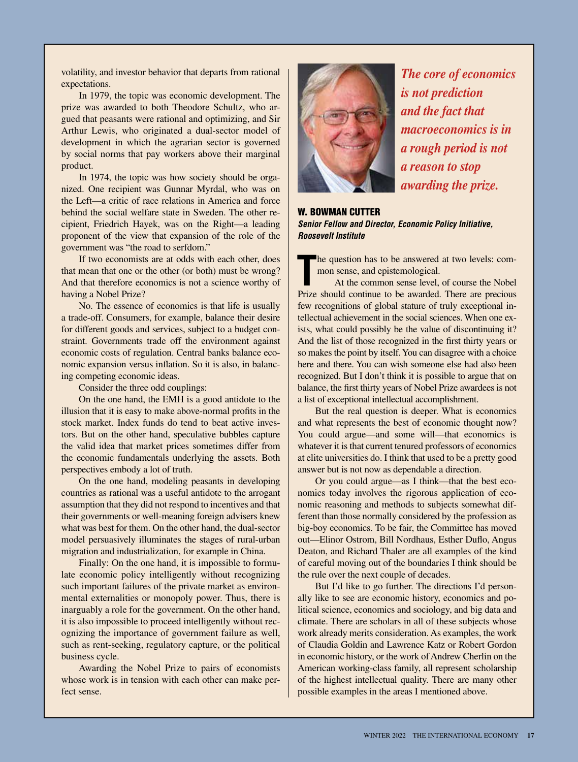volatility, and investor behavior that departs from rational expectations.

In 1979, the topic was economic development. The prize was awarded to both Theodore Schultz, who argued that peasants were rational and optimizing, and Sir Arthur Lewis, who originated a dual-sector model of development in which the agrarian sector is governed by social norms that pay workers above their marginal product.

In 1974, the topic was how society should be organized. One recipient was Gunnar Myrdal, who was on the Left—a critic of race relations in America and force behind the social welfare state in Sweden. The other recipient, Friedrich Hayek, was on the Right—a leading proponent of the view that expansion of the role of the government was "the road to serfdom."

If two economists are at odds with each other, does that mean that one or the other (or both) must be wrong? And that therefore economics is not a science worthy of having a Nobel Prize?

No. The essence of economics is that life is usually a trade-off. Consumers, for example, balance their desire for different goods and services, subject to a budget constraint. Governments trade off the environment against economic costs of regulation. Central banks balance economic expansion versus inflation. So it is also, in balancing competing economic ideas.

Consider the three odd couplings:

On the one hand, the EMH is a good antidote to the illusion that it is easy to make above-normal profits in the stock market. Index funds do tend to beat active investors. But on the other hand, speculative bubbles capture the valid idea that market prices sometimes differ from the economic fundamentals underlying the assets. Both perspectives embody a lot of truth.

On the one hand, modeling peasants in developing countries as rational was a useful antidote to the arrogant assumption that they did not respond to incentives and that their governments or well-meaning foreign advisers knew what was best for them. On the other hand, the dual-sector model persuasively illuminates the stages of rural-urban migration and industrialization, for example in China.

Finally: On the one hand, it is impossible to formulate economic policy intelligently without recognizing such important failures of the private market as environmental externalities or monopoly power. Thus, there is inarguably a role for the government. On the other hand, it is also impossible to proceed intelligently without recognizing the importance of government failure as well, such as rent-seeking, regulatory capture, or the political business cycle.

Awarding the Nobel Prize to pairs of economists whose work is in tension with each other can make perfect sense.

***The core of economics is not prediction and the fact that macroeconomics is in a rough period is not a reason to stop awarding the prize.***

## W. BOWMAN CUTTER

***Senior Fellow and Director, Economic Policy Initiative, Roosevelt Institute***

The question has to be answered at two levels: common sense, and epistemological.

At the common sense level, of course the Nobel Prize should continue to be awarded. There are precious few recognitions of global stature of truly exceptional intellectual achievement in the social sciences. When one exists, what could possibly be the value of discontinuing it? And the list of those recognized in the first thirty years or so makes the point by itself. You can disagree with a choice here and there. You can wish someone else had also been recognized. But I don't think it is possible to argue that on balance, the first thirty years of Nobel Prize awardees is not a list of exceptional intellectual accomplishment.

But the real question is deeper. What is economics and what represents the best of economic thought now? You could argue—and some will—that economics is whatever it is that current tenured professors of economics at elite universities do. I think that used to be a pretty good answer but is not now as dependable a direction.

Or you could argue—as I think—that the best economics today involves the rigorous application of economic reasoning and methods to subjects somewhat different than those normally considered by the profession as big-boy economics. To be fair, the Committee has moved out—Elinor Ostrom, Bill Nordhaus, Esther Duflo, Angus Deaton, and Richard Thaler are all examples of the kind of careful moving out of the boundaries I think should be the rule over the next couple of decades.

But I'd like to go further. The directions I'd personally like to see are economic history, economics and political science, economics and sociology, and big data and climate. There are scholars in all of these subjects whose work already merits consideration. As examples, the work of Claudia Goldin and Lawrence Katz or Robert Gordon in economic history, or the work of Andrew Cherlin on the American working-class family, all represent scholarship of the highest intellectual quality. There are many other possible examples in the areas I mentioned above.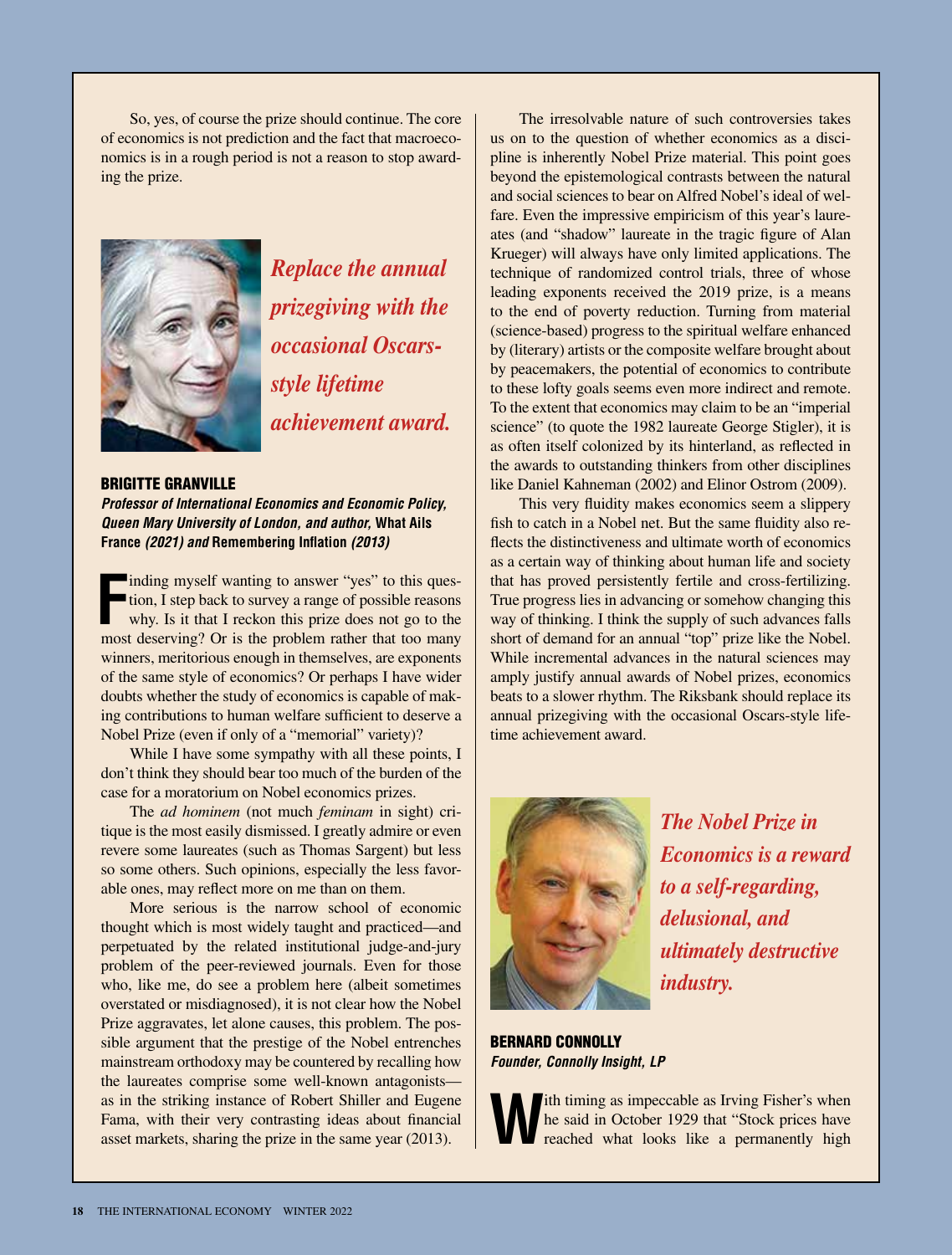So, yes, of course the prize should continue. The core of economics is not prediction and the fact that macroeconomics is in a rough period is not a reason to stop awarding the prize.

*Replace the annual prizegiving with the occasional Oscars-style lifetime achievement award.*

### BRIGITTE GRANVILLE

***Professor of International Economics and Economic Policy, Queen Mary University of London, and author,* What Ails France *(2021) and* Remembering Inflation *(2013)***

Finding myself wanting to answer "yes" to this question, I step back to survey a range of possible reasons why. Is it that I reckon this prize does not go to the most deserving? Or is the problem rather that too many winners, meritorious enough in themselves, are exponents of the same style of economics? Or perhaps I have wider doubts whether the study of economics is capable of making contributions to human welfare sufficient to deserve a Nobel Prize (even if only of a "memorial" variety)?

While I have some sympathy with all these points, I don't think they should bear too much of the burden of the case for a moratorium on Nobel economics prizes.

The *ad hominem* (not much *feminam* in sight) critique is the most easily dismissed. I greatly admire or even revere some laureates (such as Thomas Sargent) but less so some others. Such opinions, especially the less favorable ones, may reflect more on me than on them.

More serious is the narrow school of economic thought which is most widely taught and practiced—and perpetuated by the related institutional judge-and-jury problem of the peer-reviewed journals. Even for those who, like me, do see a problem here (albeit sometimes overstated or misdiagnosed), it is not clear how the Nobel Prize aggravates, let alone causes, this problem. The possible argument that the prestige of the Nobel entrenches mainstream orthodoxy may be countered by recalling how the laureates comprise some well-known antagonists—as in the striking instance of Robert Shiller and Eugene Fama, with their very contrasting ideas about financial asset markets, sharing the prize in the same year (2013).

The irresolvable nature of such controversies takes us on to the question of whether economics as a discipline is inherently Nobel Prize material. This point goes beyond the epistemological contrasts between the natural and social sciences to bear on Alfred Nobel's ideal of welfare. Even the impressive empiricism of this year's laureates (and "shadow" laureate in the tragic figure of Alan Krueger) will always have only limited applications. The technique of randomized control trials, three of whose leading exponents received the 2019 prize, is a means to the end of poverty reduction. Turning from material (science-based) progress to the spiritual welfare enhanced by (literary) artists or the composite welfare brought about by peacemakers, the potential of economics to contribute to these lofty goals seems even more indirect and remote. To the extent that economics may claim to be an "imperial science" (to quote the 1982 laureate George Stigler), it is as often itself colonized by its hinterland, as reflected in the awards to outstanding thinkers from other disciplines like Daniel Kahneman (2002) and Elinor Ostrom (2009).

This very fluidity makes economics seem a slippery fish to catch in a Nobel net. But the same fluidity also reflects the distinctiveness and ultimate worth of economics as a certain way of thinking about human life and society that has proved persistently fertile and cross-fertilizing. True progress lies in advancing or somehow changing this way of thinking. I think the supply of such advances falls short of demand for an annual "top" prize like the Nobel. While incremental advances in the natural sciences may amply justify annual awards of Nobel prizes, economics beats to a slower rhythm. The Riksbank should replace its annual prizegiving with the occasional Oscars-style lifetime achievement award.

*The Nobel Prize in Economics is a reward to a self-regarding, delusional, and ultimately destructive industry.*

### BERNARD CONNOLLY

***Founder, Connolly Insight, LP***

With timing as impeccable as Irving Fisher's when he said in October 1929 that "Stock prices have reached what looks like a permanently high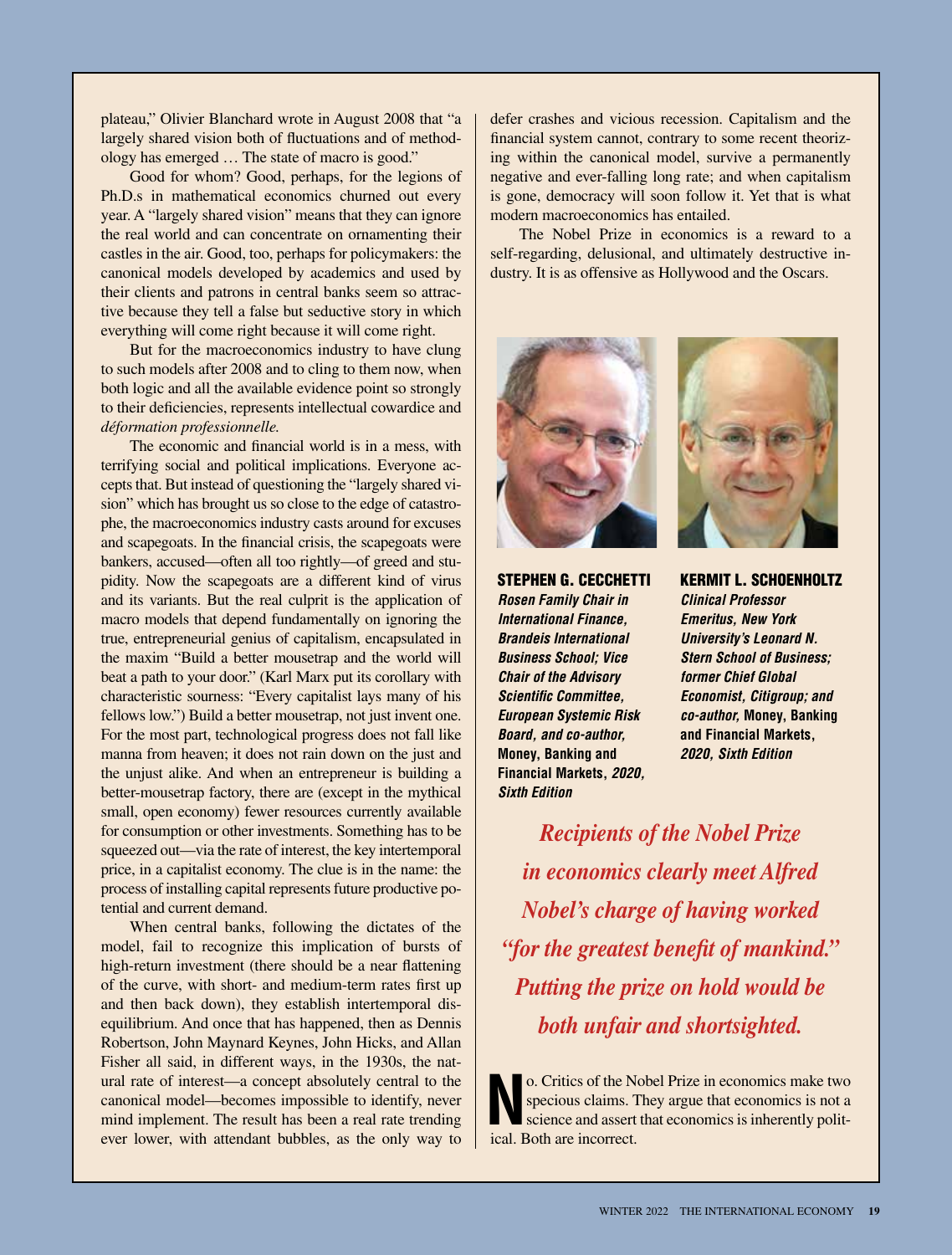plateau," Olivier Blanchard wrote in August 2008 that "a largely shared vision both of fluctuations and of methodology has emerged … The state of macro is good."

Good for whom? Good, perhaps, for the legions of Ph.D.s in mathematical economics churned out every year. A "largely shared vision" means that they can ignore the real world and can concentrate on ornamenting their castles in the air. Good, too, perhaps for policymakers: the canonical models developed by academics and used by their clients and patrons in central banks seem so attractive because they tell a false but seductive story in which everything will come right because it will come right.

But for the macroeconomics industry to have clung to such models after 2008 and to cling to them now, when both logic and all the available evidence point so strongly to their deficiencies, represents intellectual cowardice and *déformation professionnelle.*

The economic and financial world is in a mess, with terrifying social and political implications. Everyone accepts that. But instead of questioning the "largely shared vision" which has brought us so close to the edge of catastrophe, the macroeconomics industry casts around for excuses and scapegoats. In the financial crisis, the scapegoats were bankers, accused—often all too rightly—of greed and stupidity. Now the scapegoats are a different kind of virus and its variants. But the real culprit is the application of macro models that depend fundamentally on ignoring the true, entrepreneurial genius of capitalism, encapsulated in the maxim "Build a better mousetrap and the world will beat a path to your door." (Karl Marx put its corollary with characteristic sourness: "Every capitalist lays many of his fellows low.") Build a better mousetrap, not just invent one. For the most part, technological progress does not fall like manna from heaven; it does not rain down on the just and the unjust alike. And when an entrepreneur is building a better-mousetrap factory, there are (except in the mythical small, open economy) fewer resources currently available for consumption or other investments. Something has to be squeezed out—via the rate of interest, the key intertemporal price, in a capitalist economy. The clue is in the name: the process of installing capital represents future productive potential and current demand.

When central banks, following the dictates of the model, fail to recognize this implication of bursts of high-return investment (there should be a near flattening of the curve, with short- and medium-term rates first up and then back down), they establish intertemporal disequilibrium. And once that has happened, then as Dennis Robertson, John Maynard Keynes, John Hicks, and Allan Fisher all said, in different ways, in the 1930s, the natural rate of interest—a concept absolutely central to the canonical model—becomes impossible to identify, never mind implement. The result has been a real rate trending ever lower, with attendant bubbles, as the only way to defer crashes and vicious recession. Capitalism and the financial system cannot, contrary to some recent theorizing within the canonical model, survive a permanently negative and ever-falling long rate; and when capitalism is gone, democracy will soon follow it. Yet that is what modern macroeconomics has entailed.

The Nobel Prize in economics is a reward to a self-regarding, delusional, and ultimately destructive industry. It is as offensive as Hollywood and the Oscars.

**STEPHEN G. CECCHETTI**
***Rosen Family Chair in International Finance, Brandeis International Business School; Vice Chair of the Advisory Scientific Committee, European Systemic Risk Board, and co-author,* Money, Banking and Financial Markets, *2020, Sixth Edition***

**KERMIT L. SCHOENHOLTZ**
***Clinical Professor Emeritus, New York University's Leonard N. Stern School of Business; former Chief Global Economist, Citigroup; and co-author,* Money, Banking and Financial Markets, *2020, Sixth Edition***

***Recipients of the Nobel Prize in economics clearly meet Alfred Nobel's charge of having worked "for the greatest benefit of mankind." Putting the prize on hold would be both unfair and shortsighted.***

No. Critics of the Nobel Prize in economics make two specious claims. They argue that economics is not a science and assert that economics is inherently political. Both are incorrect.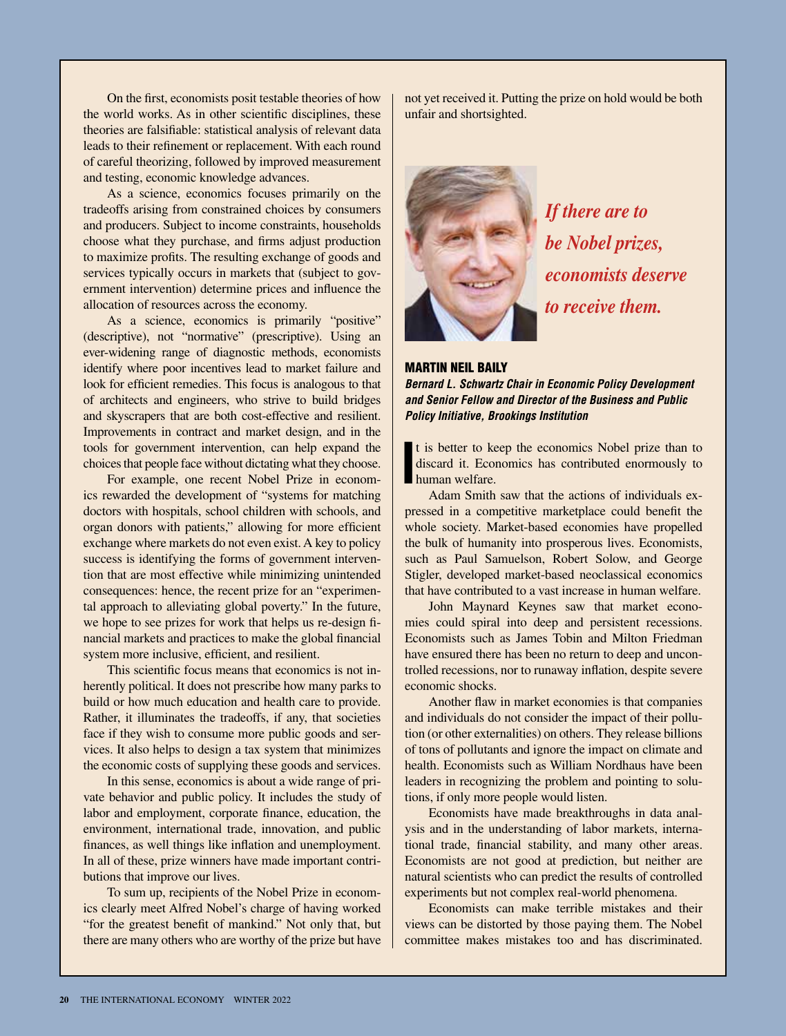On the first, economists posit testable theories of how the world works. As in other scientific disciplines, these theories are falsifiable: statistical analysis of relevant data leads to their refinement or replacement. With each round of careful theorizing, followed by improved measurement and testing, economic knowledge advances.

As a science, economics focuses primarily on the tradeoffs arising from constrained choices by consumers and producers. Subject to income constraints, households choose what they purchase, and firms adjust production to maximize profits. The resulting exchange of goods and services typically occurs in markets that (subject to government intervention) determine prices and influence the allocation of resources across the economy.

As a science, economics is primarily "positive" (descriptive), not "normative" (prescriptive). Using an ever-widening range of diagnostic methods, economists identify where poor incentives lead to market failure and look for efficient remedies. This focus is analogous to that of architects and engineers, who strive to build bridges and skyscrapers that are both cost-effective and resilient. Improvements in contract and market design, and in the tools for government intervention, can help expand the choices that people face without dictating what they choose.

For example, one recent Nobel Prize in economics rewarded the development of "systems for matching doctors with hospitals, school children with schools, and organ donors with patients," allowing for more efficient exchange where markets do not even exist. A key to policy success is identifying the forms of government intervention that are most effective while minimizing unintended consequences: hence, the recent prize for an "experimental approach to alleviating global poverty." In the future, we hope to see prizes for work that helps us re-design financial markets and practices to make the global financial system more inclusive, efficient, and resilient.

This scientific focus means that economics is not inherently political. It does not prescribe how many parks to build or how much education and health care to provide. Rather, it illuminates the tradeoffs, if any, that societies face if they wish to consume more public goods and services. It also helps to design a tax system that minimizes the economic costs of supplying these goods and services.

In this sense, economics is about a wide range of private behavior and public policy. It includes the study of labor and employment, corporate finance, education, the environment, international trade, innovation, and public finances, as well things like inflation and unemployment. In all of these, prize winners have made important contributions that improve our lives.

To sum up, recipients of the Nobel Prize in economics clearly meet Alfred Nobel's charge of having worked "for the greatest benefit of mankind." Not only that, but there are many others who are worthy of the prize but have not yet received it. Putting the prize on hold would be both unfair and shortsighted.

*If there are to be Nobel prizes, economists deserve to receive them.*

## MARTIN NEIL BAILY

***Bernard L. Schwartz Chair in Economic Policy Development and Senior Fellow and Director of the Business and Public Policy Initiative, Brookings Institution***

It is better to keep the economics Nobel prize than to discard it. Economics has contributed enormously to human welfare.

Adam Smith saw that the actions of individuals expressed in a competitive marketplace could benefit the whole society. Market-based economies have propelled the bulk of humanity into prosperous lives. Economists, such as Paul Samuelson, Robert Solow, and George Stigler, developed market-based neoclassical economics that have contributed to a vast increase in human welfare.

John Maynard Keynes saw that market economies could spiral into deep and persistent recessions. Economists such as James Tobin and Milton Friedman have ensured there has been no return to deep and uncontrolled recessions, nor to runaway inflation, despite severe economic shocks.

Another flaw in market economies is that companies and individuals do not consider the impact of their pollution (or other externalities) on others. They release billions of tons of pollutants and ignore the impact on climate and health. Economists such as William Nordhaus have been leaders in recognizing the problem and pointing to solutions, if only more people would listen.

Economists have made breakthroughs in data analysis and in the understanding of labor markets, international trade, financial stability, and many other areas. Economists are not good at prediction, but neither are natural scientists who can predict the results of controlled experiments but not complex real-world phenomena.

Economists can make terrible mistakes and their views can be distorted by those paying them. The Nobel committee makes mistakes too and has discriminated.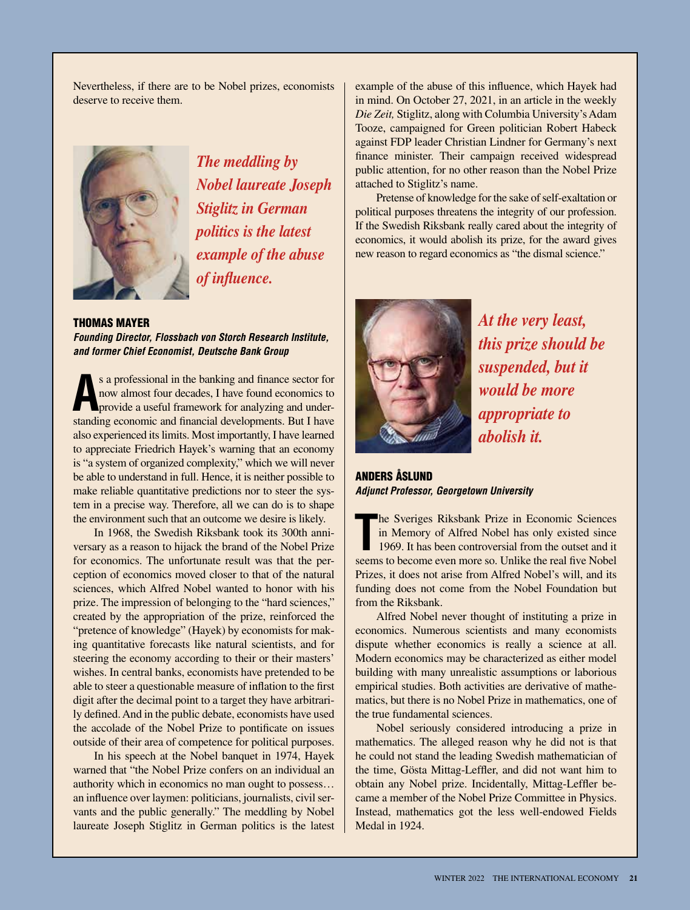Nevertheless, if there are to be Nobel prizes, economists deserve to receive them.

*The meddling by Nobel laureate Joseph Stiglitz in German politics is the latest example of the abuse of influence.*

### THOMAS MAYER

***Founding Director, Flossbach von Storch Research Institute, and former Chief Economist, Deutsche Bank Group***

As a professional in the banking and finance sector for now almost four decades, I have found economics to provide a useful framework for analyzing and understanding economic and financial developments. But I have also experienced its limits. Most importantly, I have learned to appreciate Friedrich Hayek's warning that an economy is "a system of organized complexity," which we will never be able to understand in full. Hence, it is neither possible to make reliable quantitative predictions nor to steer the system in a precise way. Therefore, all we can do is to shape the environment such that an outcome we desire is likely.

In 1968, the Swedish Riksbank took its 300th anniversary as a reason to hijack the brand of the Nobel Prize for economics. The unfortunate result was that the perception of economics moved closer to that of the natural sciences, which Alfred Nobel wanted to honor with his prize. The impression of belonging to the "hard sciences," created by the appropriation of the prize, reinforced the "pretence of knowledge" (Hayek) by economists for making quantitative forecasts like natural scientists, and for steering the economy according to their or their masters' wishes. In central banks, economists have pretended to be able to steer a questionable measure of inflation to the first digit after the decimal point to a target they have arbitrarily defined. And in the public debate, economists have used the accolade of the Nobel Prize to pontificate on issues outside of their area of competence for political purposes.

In his speech at the Nobel banquet in 1974, Hayek warned that "the Nobel Prize confers on an individual an authority which in economics no man ought to possess… an influence over laymen: politicians, journalists, civil servants and the public generally." The meddling by Nobel laureate Joseph Stiglitz in German politics is the latest example of the abuse of this influence, which Hayek had in mind. On October 27, 2021, in an article in the weekly *Die Zeit,* Stiglitz, along with Columbia University's Adam Tooze, campaigned for Green politician Robert Habeck against FDP leader Christian Lindner for Germany's next finance minister. Their campaign received widespread public attention, for no other reason than the Nobel Prize attached to Stiglitz's name.

Pretense of knowledge for the sake of self-exaltation or political purposes threatens the integrity of our profession. If the Swedish Riksbank really cared about the integrity of economics, it would abolish its prize, for the award gives new reason to regard economics as "the dismal science."

*At the very least, this prize should be suspended, but it would be more appropriate to abolish it.*

### ANDERS ÅSLUND

***Adjunct Professor, Georgetown University***

The Sveriges Riksbank Prize in Economic Sciences in Memory of Alfred Nobel has only existed since 1969. It has been controversial from the outset and it seems to become even more so. Unlike the real five Nobel Prizes, it does not arise from Alfred Nobel's will, and its funding does not come from the Nobel Foundation but from the Riksbank.

Alfred Nobel never thought of instituting a prize in economics. Numerous scientists and many economists dispute whether economics is really a science at all. Modern economics may be characterized as either model building with many unrealistic assumptions or laborious empirical studies. Both activities are derivative of mathematics, but there is no Nobel Prize in mathematics, one of the true fundamental sciences.

Nobel seriously considered introducing a prize in mathematics. The alleged reason why he did not is that he could not stand the leading Swedish mathematician of the time, Gösta Mittag-Leffler, and did not want him to obtain any Nobel prize. Incidentally, Mittag-Leffler became a member of the Nobel Prize Committee in Physics. Instead, mathematics got the less well-endowed Fields Medal in 1924.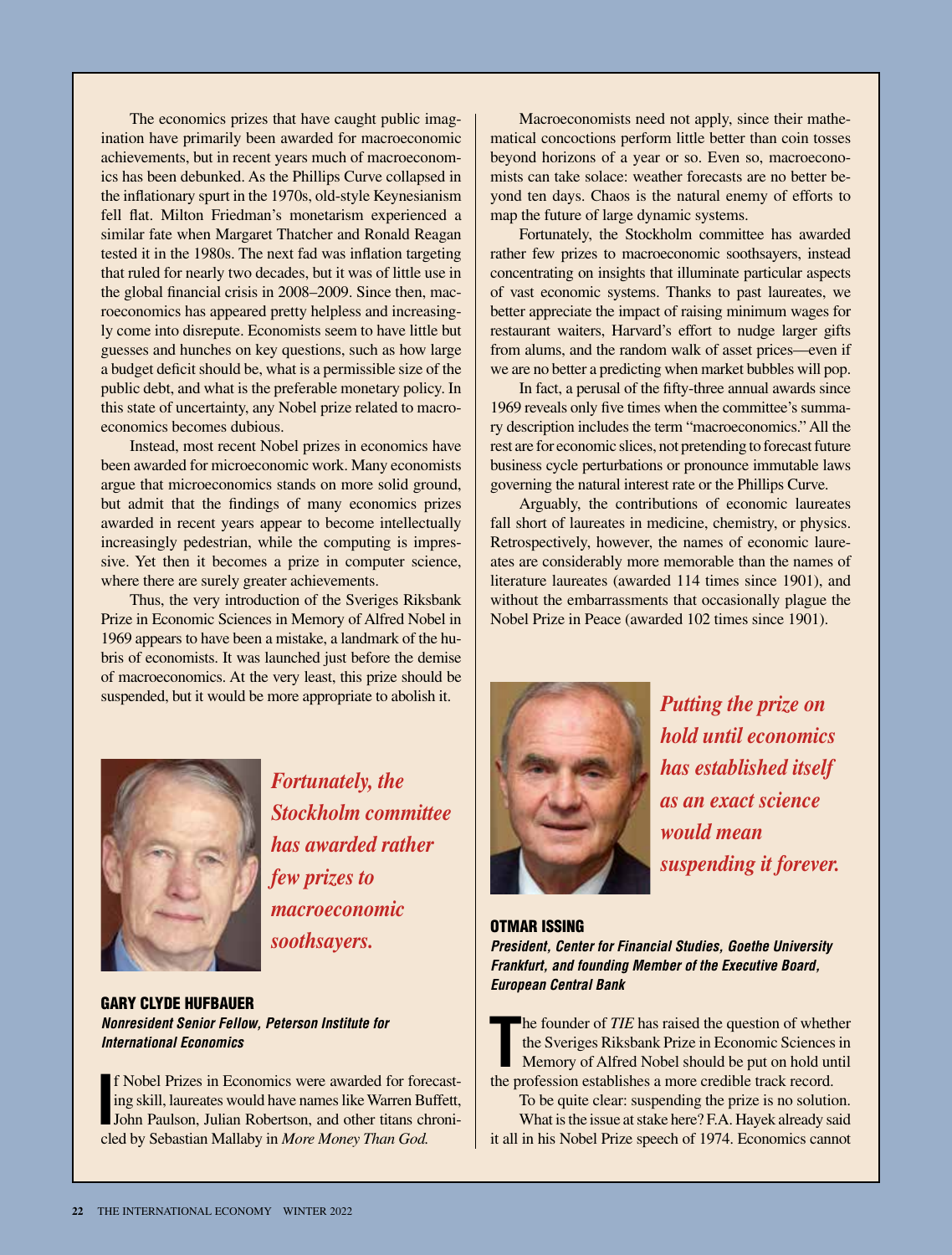The economics prizes that have caught public imagination have primarily been awarded for macroeconomic achievements, but in recent years much of macroeconomics has been debunked. As the Phillips Curve collapsed in the inflationary spurt in the 1970s, old-style Keynesianism fell flat. Milton Friedman's monetarism experienced a similar fate when Margaret Thatcher and Ronald Reagan tested it in the 1980s. The next fad was inflation targeting that ruled for nearly two decades, but it was of little use in the global financial crisis in 2008–2009. Since then, macroeconomics has appeared pretty helpless and increasingly come into disrepute. Economists seem to have little but guesses and hunches on key questions, such as how large a budget deficit should be, what is a permissible size of the public debt, and what is the preferable monetary policy. In this state of uncertainty, any Nobel prize related to macroeconomics becomes dubious.

Instead, most recent Nobel prizes in economics have been awarded for microeconomic work. Many economists argue that microeconomics stands on more solid ground, but admit that the findings of many economics prizes awarded in recent years appear to become intellectually increasingly pedestrian, while the computing is impressive. Yet then it becomes a prize in computer science, where there are surely greater achievements.

Thus, the very introduction of the Sveriges Riksbank Prize in Economic Sciences in Memory of Alfred Nobel in 1969 appears to have been a mistake, a landmark of the hubris of economists. It was launched just before the demise of macroeconomics. At the very least, this prize should be suspended, but it would be more appropriate to abolish it.

*Fortunately, the Stockholm committee has awarded rather few prizes to macroeconomic soothsayers.*

## GARY CLYDE HUFBAUER

***Nonresident Senior Fellow, Peterson Institute for International Economics***

If Nobel Prizes in Economics were awarded for forecasting skill, laureates would have names like Warren Buffett, John Paulson, Julian Robertson, and other titans chronicled by Sebastian Mallaby in *More Money Than God.*

Macroeconomists need not apply, since their mathematical concoctions perform little better than coin tosses beyond horizons of a year or so. Even so, macroeconomists can take solace: weather forecasts are no better beyond ten days. Chaos is the natural enemy of efforts to map the future of large dynamic systems.

Fortunately, the Stockholm committee has awarded rather few prizes to macroeconomic soothsayers, instead concentrating on insights that illuminate particular aspects of vast economic systems. Thanks to past laureates, we better appreciate the impact of raising minimum wages for restaurant waiters, Harvard's effort to nudge larger gifts from alums, and the random walk of asset prices—even if we are no better a predicting when market bubbles will pop.

In fact, a perusal of the fifty-three annual awards since 1969 reveals only five times when the committee's summary description includes the term "macroeconomics." All the rest are for economic slices, not pretending to forecast future business cycle perturbations or pronounce immutable laws governing the natural interest rate or the Phillips Curve.

Arguably, the contributions of economic laureates fall short of laureates in medicine, chemistry, or physics. Retrospectively, however, the names of economic laureates are considerably more memorable than the names of literature laureates (awarded 114 times since 1901), and without the embarrassments that occasionally plague the Nobel Prize in Peace (awarded 102 times since 1901).

*Putting the prize on hold until economics has established itself as an exact science would mean suspending it forever.*

## OTMAR ISSING

***President, Center for Financial Studies, Goethe University Frankfurt, and founding Member of the Executive Board, European Central Bank***

The founder of *TIE* has raised the question of whether the Sveriges Riksbank Prize in Economic Sciences in Memory of Alfred Nobel should be put on hold until the profession establishes a more credible track record.

To be quite clear: suspending the prize is no solution.

What is the issue at stake here? F.A. Hayek already said it all in his Nobel Prize speech of 1974. Economics cannot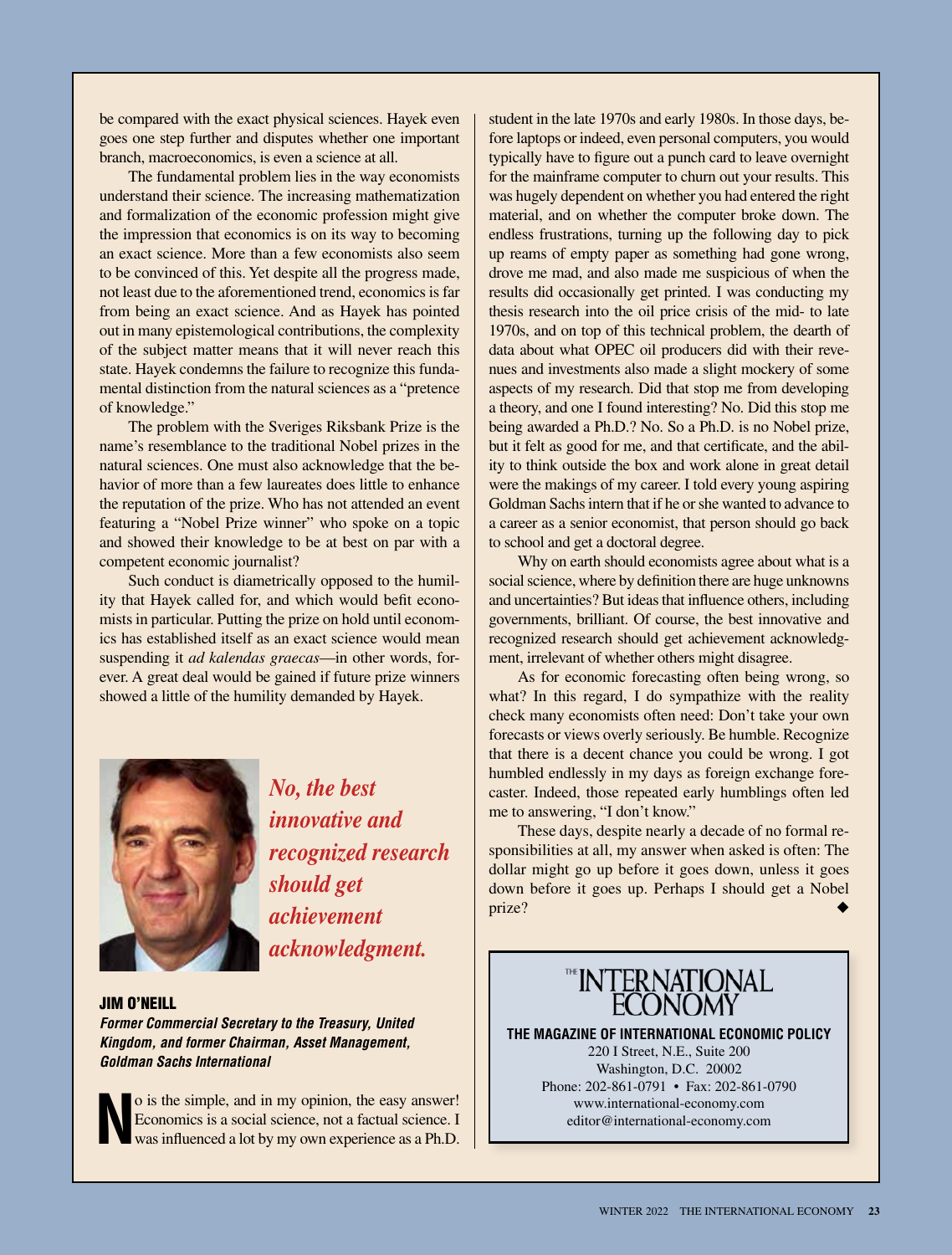be compared with the exact physical sciences. Hayek even goes one step further and disputes whether one important branch, macroeconomics, is even a science at all.

The fundamental problem lies in the way economists understand their science. The increasing mathematization and formalization of the economic profession might give the impression that economics is on its way to becoming an exact science. More than a few economists also seem to be convinced of this. Yet despite all the progress made, not least due to the aforementioned trend, economics is far from being an exact science. And as Hayek has pointed out in many epistemological contributions, the complexity of the subject matter means that it will never reach this state. Hayek condemns the failure to recognize this fundamental distinction from the natural sciences as a "pretence of knowledge."

The problem with the Sveriges Riksbank Prize is the name's resemblance to the traditional Nobel prizes in the natural sciences. One must also acknowledge that the behavior of more than a few laureates does little to enhance the reputation of the prize. Who has not attended an event featuring a "Nobel Prize winner" who spoke on a topic and showed their knowledge to be at best on par with a competent economic journalist?

Such conduct is diametrically opposed to the humility that Hayek called for, and which would befit economists in particular. Putting the prize on hold until economics has established itself as an exact science would mean suspending it *ad kalendas graecas*—in other words, forever. A great deal would be gained if future prize winners showed a little of the humility demanded by Hayek.

***No, the best innovative and recognized research should get achievement acknowledgment.***

**JIM O'NEILL**
***Former Commercial Secretary to the Treasury, United Kingdom, and former Chairman, Asset Management, Goldman Sachs International***

No is the simple, and in my opinion, the easy answer! Economics is a social science, not a factual science. I was influenced a lot by my own experience as a Ph.D. student in the late 1970s and early 1980s. In those days, before laptops or indeed, even personal computers, you would typically have to figure out a punch card to leave overnight for the mainframe computer to churn out your results. This was hugely dependent on whether you had entered the right material, and on whether the computer broke down. The endless frustrations, turning up the following day to pick up reams of empty paper as something had gone wrong, drove me mad, and also made me suspicious of when the results did occasionally get printed. I was conducting my thesis research into the oil price crisis of the mid- to late 1970s, and on top of this technical problem, the dearth of data about what OPEC oil producers did with their revenues and investments also made a slight mockery of some aspects of my research. Did that stop me from developing a theory, and one I found interesting? No. Did this stop me being awarded a Ph.D.? No. So a Ph.D. is no Nobel prize, but it felt as good for me, and that certificate, and the ability to think outside the box and work alone in great detail were the makings of my career. I told every young aspiring Goldman Sachs intern that if he or she wanted to advance to a career as a senior economist, that person should go back to school and get a doctoral degree.

Why on earth should economists agree about what is a social science, where by definition there are huge unknowns and uncertainties? But ideas that influence others, including governments, brilliant. Of course, the best innovative and recognized research should get achievement acknowledgment, irrelevant of whether others might disagree.

As for economic forecasting often being wrong, so what? In this regard, I do sympathize with the reality check many economists often need: Don't take your own forecasts or views overly seriously. Be humble. Recognize that there is a decent chance you could be wrong. I got humbled endlessly in my days as foreign exchange forecaster. Indeed, those repeated early humblings often led me to answering, "I don't know."

These days, despite nearly a decade of no formal responsibilities at all, my answer when asked is often: The dollar might go up before it goes down, unless it goes down before it goes up. Perhaps I should get a Nobel prize? ◆

THE INTERNATIONAL ECONOMY

**THE MAGAZINE OF INTERNATIONAL ECONOMIC POLICY**
220 I Street, N.E., Suite 200
Washington, D.C. 20002
Phone: 202-861-0791 • Fax: 202-861-0790
www.international-economy.com
editor@international-economy.com